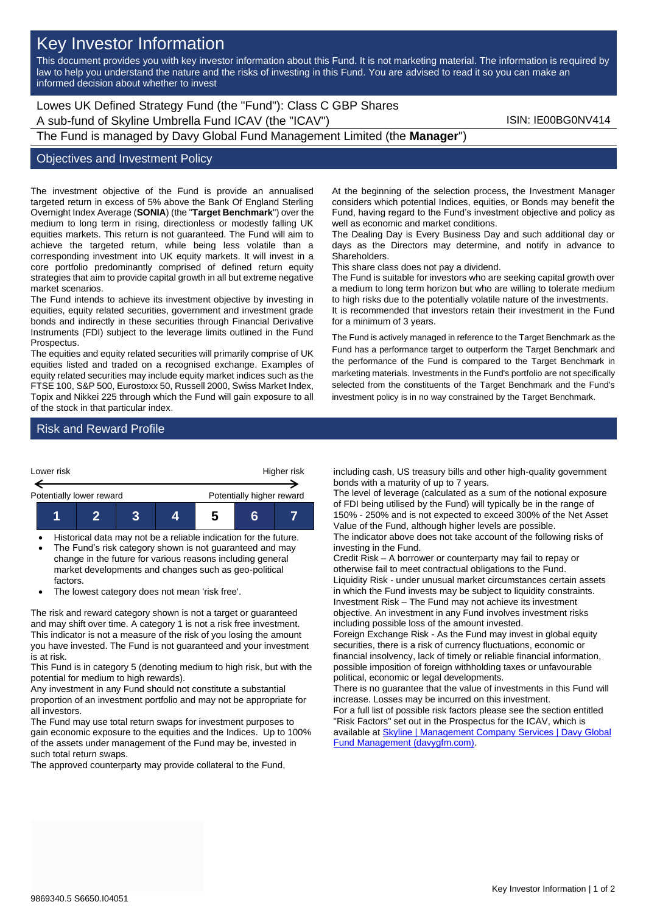# Key Investor Information

This document provides you with key investor information about this Fund. It is not marketing material. The information is required by law to help you understand the nature and the risks of investing in this Fund. You are advised to read it so you can make an informed decision about whether to invest

Lowes UK Defined Strategy Fund (the "Fund"): Class C GBP Shares
A sub-fund of Skyline Umbrella Fund ICAV (the "ICAV") ISIN: IE00BG0NV414
The Fund is managed by Davy Global Fund Management Limited (the **Manager**")

## Objectives and Investment Policy

The investment objective of the Fund is provide an annualised targeted return in excess of 5% above the Bank Of England Sterling Overnight Index Average (**SONIA**) (the "**Target Benchmark**") over the medium to long term in rising, directionless or modestly falling UK equities markets. This return is not guaranteed. The Fund will aim to achieve the targeted return, while being less volatile than a corresponding investment into UK equity markets. It will invest in a core portfolio predominantly comprised of defined return equity strategies that aim to provide capital growth in all but extreme negative market scenarios.

The Fund intends to achieve its investment objective by investing in equities, equity related securities, government and investment grade bonds and indirectly in these securities through Financial Derivative Instruments (FDI) subject to the leverage limits outlined in the Fund Prospectus.

The equities and equity related securities will primarily comprise of UK equities listed and traded on a recognised exchange. Examples of equity related securities may include equity market indices such as the FTSE 100, S&P 500, Eurostoxx 50, Russell 2000, Swiss Market Index, Topix and Nikkei 225 through which the Fund will gain exposure to all of the stock in that particular index.

At the beginning of the selection process, the Investment Manager considers which potential Indices, equities, or Bonds may benefit the Fund, having regard to the Fund's investment objective and policy as well as economic and market conditions.

The Dealing Day is Every Business Day and such additional day or days as the Directors may determine, and notify in advance to Shareholders.

This share class does not pay a dividend.

The Fund is suitable for investors who are seeking capital growth over a medium to long term horizon but who are willing to tolerate medium to high risks due to the potentially volatile nature of the investments.

It is recommended that investors retain their investment in the Fund for a minimum of 3 years.

The Fund is actively managed in reference to the Target Benchmark as the Fund has a performance target to outperform the Target Benchmark and the performance of the Fund is compared to the Target Benchmark in marketing materials. Investments in the Fund's portfolio are not specifically selected from the constituents of the Target Benchmark and the Fund's investment policy is in no way constrained by the Target Benchmark.

## Risk and Reward Profile

| Lower risk | | | | | | Higher risk |
|---|---|---|---|---|---|---|
| Potentially lower reward | | | | | | Potentially higher reward |
| 1 | 2 | 3 | 4 | **5** | 6 | 7 |

- Historical data may not be a reliable indication for the future.
- The Fund's risk category shown is not guaranteed and may change in the future for various reasons including general market developments and changes such as geo-political factors.
- The lowest category does not mean 'risk free'.

The risk and reward category shown is not a target or guaranteed and may shift over time. A category 1 is not a risk free investment. This indicator is not a measure of the risk of you losing the amount you have invested. The Fund is not guaranteed and your investment is at risk.

This Fund is in category 5 (denoting medium to high risk, but with the potential for medium to high rewards).

Any investment in any Fund should not constitute a substantial proportion of an investment portfolio and may not be appropriate for all investors.

The Fund may use total return swaps for investment purposes to gain economic exposure to the equities and the Indices. Up to 100% of the assets under management of the Fund may be, invested in such total return swaps.

The approved counterparty may provide collateral to the Fund, including cash, US treasury bills and other high-quality government bonds with a maturity of up to 7 years.

The level of leverage (calculated as a sum of the notional exposure of FDI being utilised by the Fund) will typically be in the range of 150% - 250% and is not expected to exceed 300% of the Net Asset Value of the Fund, although higher levels are possible.

The indicator above does not take account of the following risks of investing in the Fund.

Credit Risk – A borrower or counterparty may fail to repay or otherwise fail to meet contractual obligations to the Fund.

Liquidity Risk - under unusual market circumstances certain assets in which the Fund invests may be subject to liquidity constraints.

Investment Risk – The Fund may not achieve its investment objective. An investment in any Fund involves investment risks including possible loss of the amount invested.

Foreign Exchange Risk - As the Fund may invest in global equity securities, there is a risk of currency fluctuations, economic or financial insolvency, lack of timely or reliable financial information, possible imposition of foreign withholding taxes or unfavourable political, economic or legal developments.

There is no guarantee that the value of investments in this Fund will increase. Losses may be incurred on this investment.

For a full list of possible risk factors please see the section entitled "Risk Factors" set out in the Prospectus for the ICAV, which is available at Skyline | Management Company Services | Davy Global Fund Management (davygfm.com).

9869340.5 S6650.I04051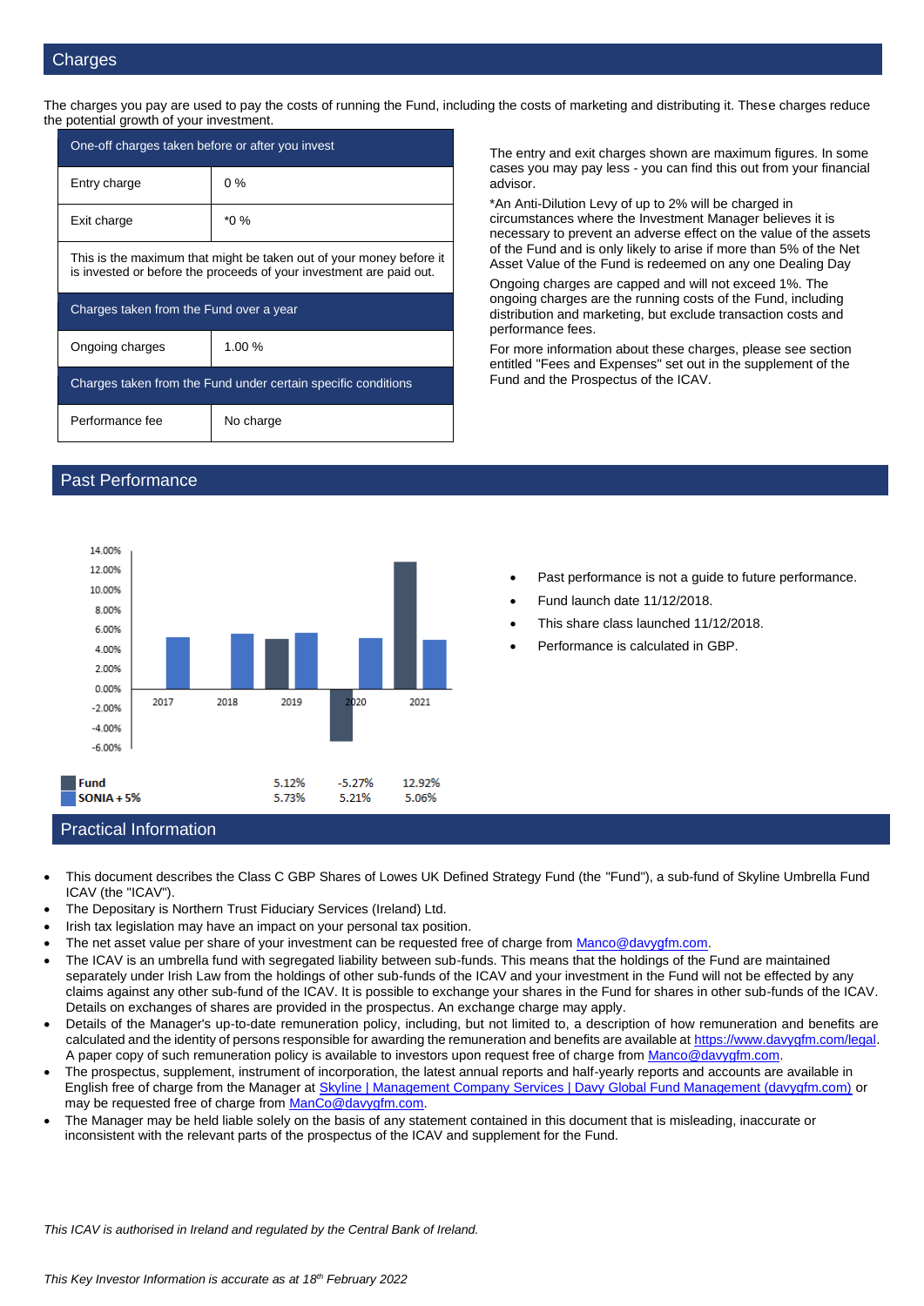## Charges

The charges you pay are used to pay the costs of running the Fund, including the costs of marketing and distributing it. These charges reduce the potential growth of your investment.

| One-off charges taken before or after you invest | |
|---|---|
| Entry charge | 0 % |
| Exit charge | *0 % |
| This is the maximum that might be taken out of your money before it is invested or before the proceeds of your investment are paid out. | |
| **Charges taken from the Fund over a year** | |
| Ongoing charges | 1.00 % |
| **Charges taken from the Fund under certain specific conditions** | |
| Performance fee | No charge |

The entry and exit charges shown are maximum figures. In some cases you may pay less - you can find this out from your financial advisor.

*An Anti-Dilution Levy of up to 2% will be charged in circumstances where the Investment Manager believes it is necessary to prevent an adverse effect on the value of the assets of the Fund and is only likely to arise if more than 5% of the Net Asset Value of the Fund is redeemed on any one Dealing Day

Ongoing charges are capped and will not exceed 1%. The ongoing charges are the running costs of the Fund, including distribution and marketing, but exclude transaction costs and performance fees.

For more information about these charges, please see section entitled "Fees and Expenses" set out in the supplement of the Fund and the Prospectus of the ICAV.

## Past Performance

14.00%
12.00%
10.00%
8.00%
6.00%
4.00%
2.00%
0.00%
-2.00%
-4.00%
-6.00%

2017 2018 2019 2020 2021

**Fund** 5.12% -5.27% 12.92%
**SONIA + 5%** 5.73% 5.21% 5.06%

- Past performance is not a guide to future performance.
- Fund launch date 11/12/2018.
- This share class launched 11/12/2018.
- Performance is calculated in GBP.

## Practical Information

- This document describes the Class C GBP Shares of Lowes UK Defined Strategy Fund (the "Fund"), a sub-fund of Skyline Umbrella Fund ICAV (the "ICAV").
- The Depositary is Northern Trust Fiduciary Services (Ireland) Ltd.
- Irish tax legislation may have an impact on your personal tax position.
- The net asset value per share of your investment can be requested free of charge from Manco@davygfm.com.
- The ICAV is an umbrella fund with segregated liability between sub-funds. This means that the holdings of the Fund are maintained separately under Irish Law from the holdings of other sub-funds of the ICAV and your investment in the Fund will not be effected by any claims against any other sub-fund of the ICAV. It is possible to exchange your shares in the Fund for shares in other sub-funds of the ICAV. Details on exchanges of shares are provided in the prospectus. An exchange charge may apply.
- Details of the Manager's up-to-date remuneration policy, including, but not limited to, a description of how remuneration and benefits are calculated and the identity of persons responsible for awarding the remuneration and benefits are available at https://www.davygfm.com/legal. A paper copy of such remuneration policy is available to investors upon request free of charge from Manco@davygfm.com.
- The prospectus, supplement, instrument of incorporation, the latest annual reports and half-yearly reports and accounts are available in English free of charge from the Manager at Skyline | Management Company Services | Davy Global Fund Management (davygfm.com) or may be requested free of charge from ManCo@davygfm.com.
- The Manager may be held liable solely on the basis of any statement contained in this document that is misleading, inaccurate or inconsistent with the relevant parts of the prospectus of the ICAV and supplement for the Fund.

*This ICAV is authorised in Ireland and regulated by the Central Bank of Ireland.*

*This Key Investor Information is accurate as at 18th February 2022*